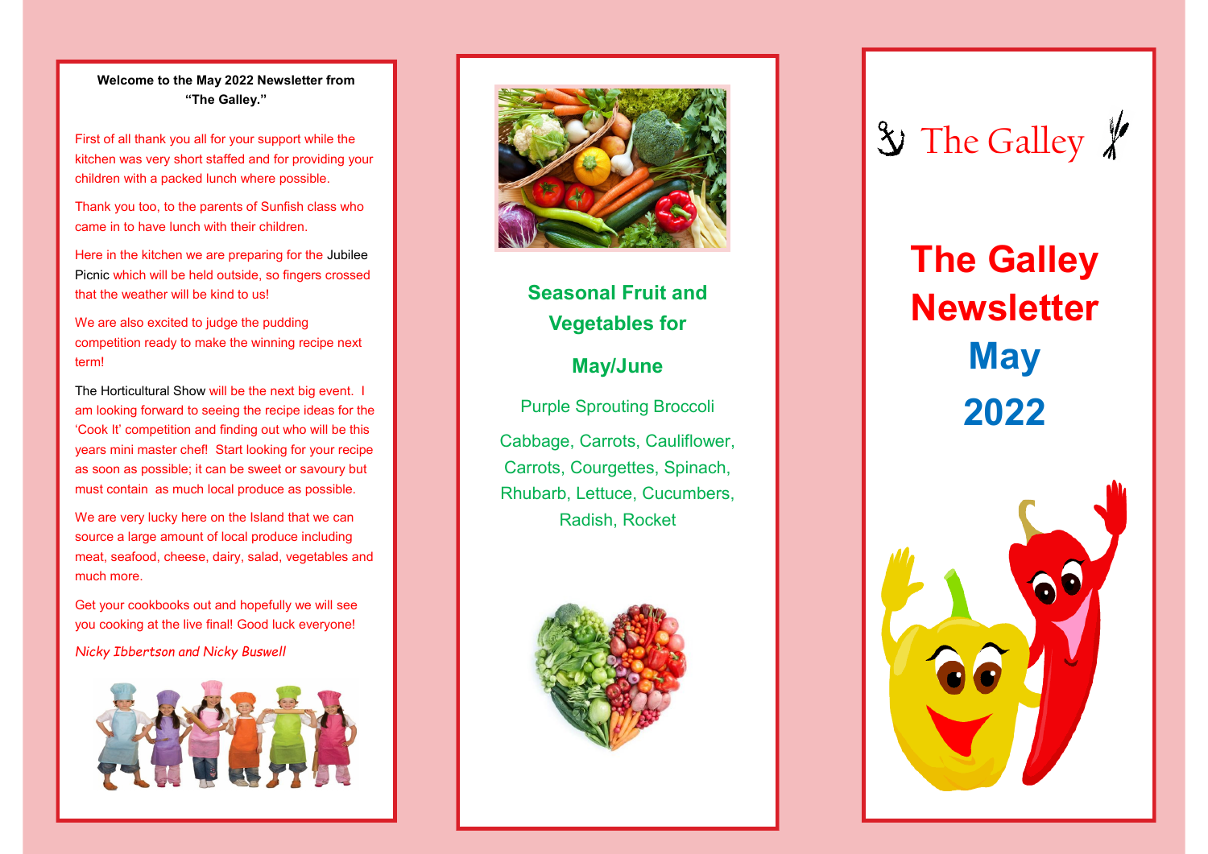**Welcome to the May 2022 Newsletter from "The Galley."**

First of all thank you all for your support while the kitchen was very short staffed and for providing your children with a packed lunch where possible.

Thank you too, to the parents of Sunfish class who came in to have lunch with their children.

Here in the kitchen we are preparing for the Jubilee Picnic which will be held outside, so fingers crossed that the weather will be kind to us!

We are also excited to judge the pudding competition ready to make the winning recipe next term!

The Horticultural Show will be the next big event. I am looking forward to seeing the recipe ideas for the 'Cook It' competition and finding out who will be this years mini master chef! Start looking for your recipe as soon as possible; it can be sweet or savoury but must contain as much local produce as possible.

We are very lucky here on the Island that we can source a large amount of local produce including meat, seafood, cheese, dairy, salad, vegetables and much more.

Get your cookbooks out and hopefully we will see you cooking at the live final! Good luck everyone!

*Nicky Ibbertson and Nicky Buswell*

## Seasonal Fruit and Vegetables for

## May/June

Purple Sprouting Broccoli

Cabbage, Carrots, Cauliflower, Carrots, Courgettes, Spinach, Rhubarb, Lettuce, Cucumbers, Radish, Rocket

The Galley

# The Galley Newsletter May 2022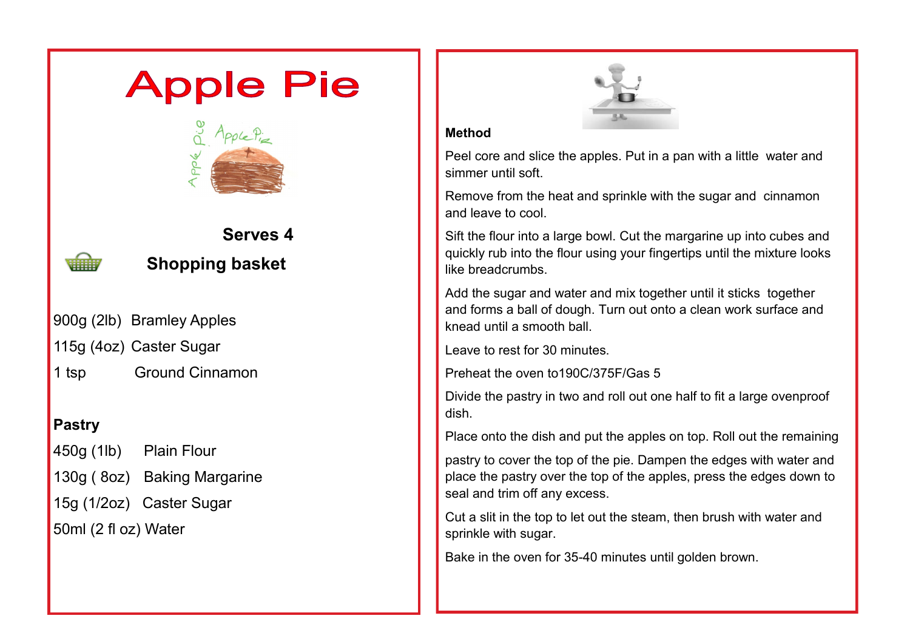# Apple Pie

**Serves 4**

**Shopping basket**

900g (2lb) Bramley Apples

115g (4oz) Caster Sugar

1 tsp Ground Cinnamon

**Pastry**

450g (1lb) Plain Flour

130g ( 8oz) Baking Margarine

15g (1/2oz) Caster Sugar

50ml (2 fl oz) Water

**Method**

Peel core and slice the apples. Put in a pan with a little water and simmer until soft.

Remove from the heat and sprinkle with the sugar and cinnamon and leave to cool.

Sift the flour into a large bowl. Cut the margarine up into cubes and quickly rub into the flour using your fingertips until the mixture looks like breadcrumbs.

Add the sugar and water and mix together until it sticks together and forms a ball of dough. Turn out onto a clean work surface and knead until a smooth ball.

Leave to rest for 30 minutes.

Preheat the oven to190C/375F/Gas 5

Divide the pastry in two and roll out one half to fit a large ovenproof dish.

Place onto the dish and put the apples on top. Roll out the remaining

pastry to cover the top of the pie. Dampen the edges with water and place the pastry over the top of the apples, press the edges down to seal and trim off any excess.

Cut a slit in the top to let out the steam, then brush with water and sprinkle with sugar.

Bake in the oven for 35-40 minutes until golden brown.